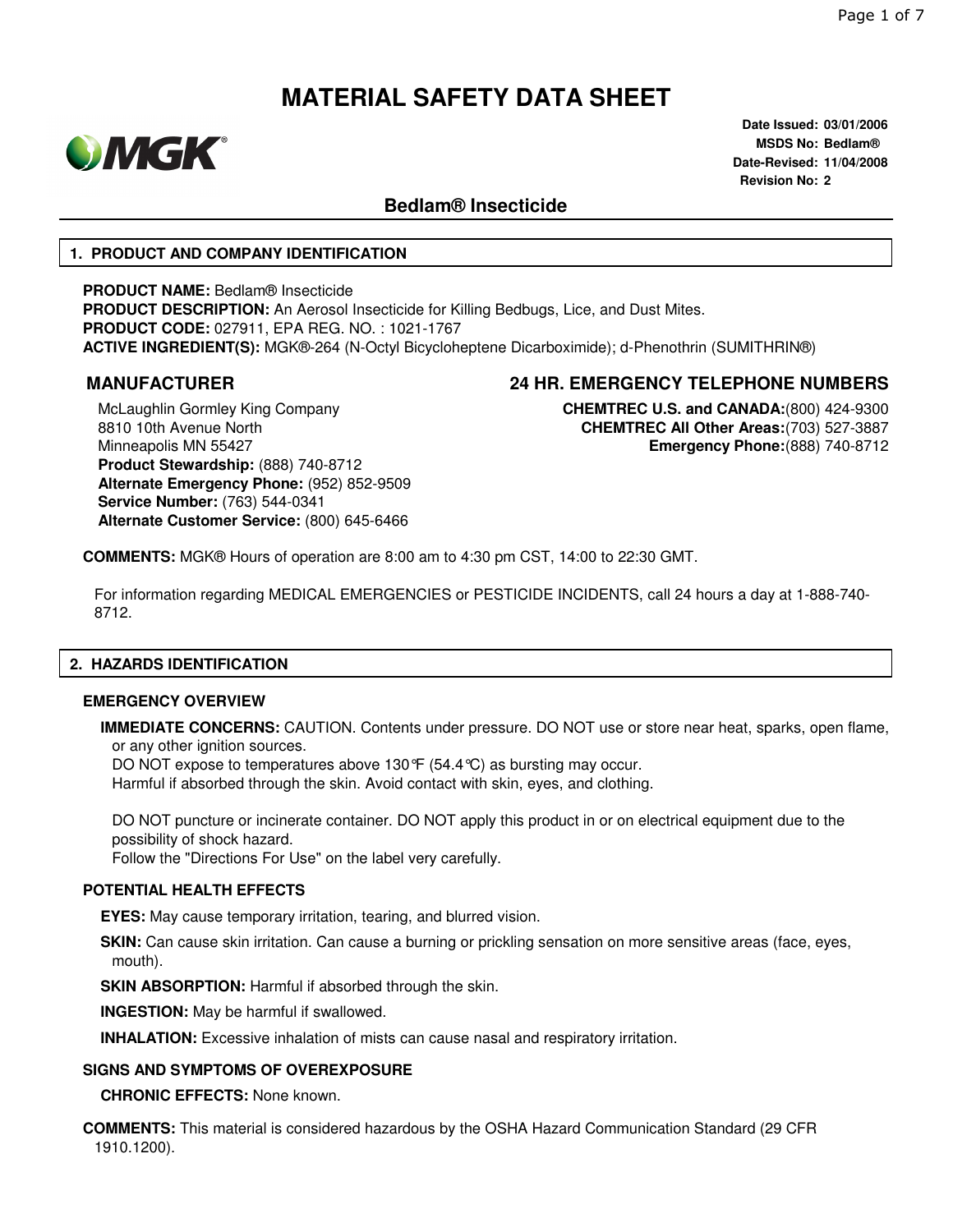# MATERIAL SAFETY DATA SHEET

**Date Issued:** 03/01/2006
**MSDS No:** Bedlam®
**Date-Revised:** 11/04/2008
**Revision No:** 2

## Bedlam® Insecticide

### 1. PRODUCT AND COMPANY IDENTIFICATION

**PRODUCT NAME:** Bedlam® Insecticide
**PRODUCT DESCRIPTION:** An Aerosol Insecticide for Killing Bedbugs, Lice, and Dust Mites.
**PRODUCT CODE:** 027911, EPA REG. NO. : 1021-1767
**ACTIVE INGREDIENT(S):** MGK®-264 (N-Octyl Bicycloheptene Dicarboximide); d-Phenothrin (SUMITHRIN®)

**MANUFACTURER**

McLaughlin Gormley King Company
8810 10th Avenue North
Minneapolis MN 55427
**Product Stewardship:** (888) 740-8712
**Alternate Emergency Phone:** (952) 852-9509
**Service Number:** (763) 544-0341
**Alternate Customer Service:** (800) 645-6466

**24 HR. EMERGENCY TELEPHONE NUMBERS**

**CHEMTREC U.S. and CANADA:**(800) 424-9300
**CHEMTREC All Other Areas:**(703) 527-3887
**Emergency Phone:**(888) 740-8712

**COMMENTS:** MGK® Hours of operation are 8:00 am to 4:30 pm CST, 14:00 to 22:30 GMT.

For information regarding MEDICAL EMERGENCIES or PESTICIDE INCIDENTS, call 24 hours a day at 1-888-740-8712.

### 2. HAZARDS IDENTIFICATION

**EMERGENCY OVERVIEW**

**IMMEDIATE CONCERNS:** CAUTION. Contents under pressure. DO NOT use or store near heat, sparks, open flame, or any other ignition sources.
DO NOT expose to temperatures above 130°F (54.4°C) as bursting may occur.
Harmful if absorbed through the skin. Avoid contact with skin, eyes, and clothing.

DO NOT puncture or incinerate container. DO NOT apply this product in or on electrical equipment due to the possibility of shock hazard.
Follow the "Directions For Use" on the label very carefully.

**POTENTIAL HEALTH EFFECTS**

**EYES:** May cause temporary irritation, tearing, and blurred vision.

**SKIN:** Can cause skin irritation. Can cause a burning or prickling sensation on more sensitive areas (face, eyes, mouth).

**SKIN ABSORPTION:** Harmful if absorbed through the skin.

**INGESTION:** May be harmful if swallowed.

**INHALATION:** Excessive inhalation of mists can cause nasal and respiratory irritation.

**SIGNS AND SYMPTOMS OF OVEREXPOSURE**

**CHRONIC EFFECTS:** None known.

**COMMENTS:** This material is considered hazardous by the OSHA Hazard Communication Standard (29 CFR 1910.1200).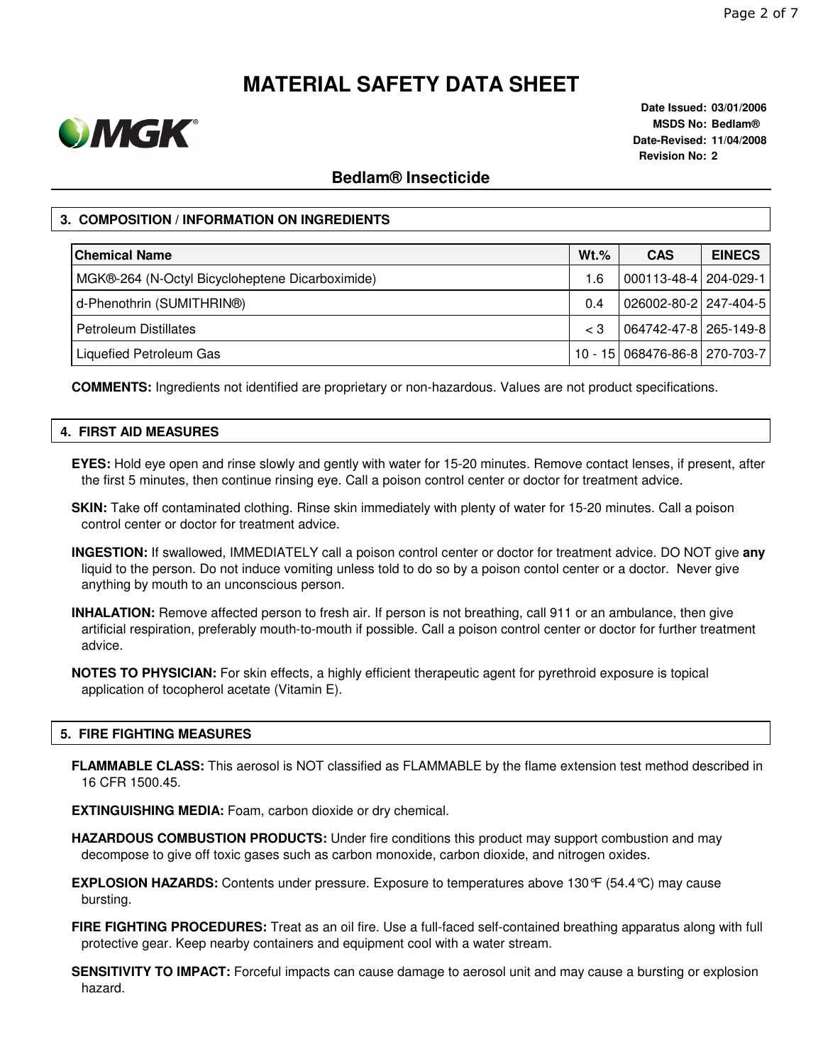# MATERIAL SAFETY DATA SHEET

**Date Issued:** 03/01/2006
**MSDS No:** Bedlam®
**Date-Revised:** 11/04/2008
**Revision No:** 2

## Bedlam® Insecticide

### 3. COMPOSITION / INFORMATION ON INGREDIENTS

| Chemical Name | Wt.% | CAS | EINECS |
| --- | --- | --- | --- |
| MGK®-264 (N-Octyl Bicycloheptene Dicarboximide) | 1.6 | 000113-48-4 | 204-029-1 |
| d-Phenothrin (SUMITHRIN®) | 0.4 | 026002-80-2 | 247-404-5 |
| Petroleum Distillates | < 3 | 064742-47-8 | 265-149-8 |
| Liquefied Petroleum Gas | 10 - 15 | 068476-86-8 | 270-703-7 |

**COMMENTS:** Ingredients not identified are proprietary or non-hazardous. Values are not product specifications.

### 4. FIRST AID MEASURES

**EYES:** Hold eye open and rinse slowly and gently with water for 15-20 minutes. Remove contact lenses, if present, after the first 5 minutes, then continue rinsing eye. Call a poison control center or doctor for treatment advice.

**SKIN:** Take off contaminated clothing. Rinse skin immediately with plenty of water for 15-20 minutes. Call a poison control center or doctor for treatment advice.

**INGESTION:** If swallowed, IMMEDIATELY call a poison control center or doctor for treatment advice. DO NOT give **any** liquid to the person. Do not induce vomiting unless told to do so by a poison contol center or a doctor. Never give anything by mouth to an unconscious person.

**INHALATION:** Remove affected person to fresh air. If person is not breathing, call 911 or an ambulance, then give artificial respiration, preferably mouth-to-mouth if possible. Call a poison control center or doctor for further treatment advice.

**NOTES TO PHYSICIAN:** For skin effects, a highly efficient therapeutic agent for pyrethroid exposure is topical application of tocopherol acetate (Vitamin E).

### 5. FIRE FIGHTING MEASURES

**FLAMMABLE CLASS:** This aerosol is NOT classified as FLAMMABLE by the flame extension test method described in 16 CFR 1500.45.

**EXTINGUISHING MEDIA:** Foam, carbon dioxide or dry chemical.

**HAZARDOUS COMBUSTION PRODUCTS:** Under fire conditions this product may support combustion and may decompose to give off toxic gases such as carbon monoxide, carbon dioxide, and nitrogen oxides.

**EXPLOSION HAZARDS:** Contents under pressure. Exposure to temperatures above 130°F (54.4°C) may cause bursting.

**FIRE FIGHTING PROCEDURES:** Treat as an oil fire. Use a full-faced self-contained breathing apparatus along with full protective gear. Keep nearby containers and equipment cool with a water stream.

**SENSITIVITY TO IMPACT:** Forceful impacts can cause damage to aerosol unit and may cause a bursting or explosion hazard.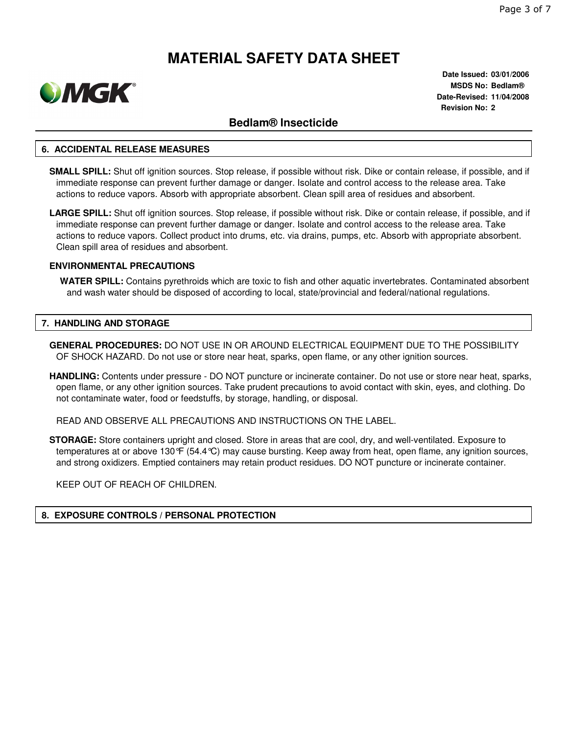# MATERIAL SAFETY DATA SHEET

**Date Issued:** 03/01/2006
**MSDS No:** Bedlam®
**Date-Revised:** 11/04/2008
**Revision No:** 2

## Bedlam® Insecticide

### 6. ACCIDENTAL RELEASE MEASURES

**SMALL SPILL:** Shut off ignition sources. Stop release, if possible without risk. Dike or contain release, if possible, and if immediate response can prevent further damage or danger. Isolate and control access to the release area. Take actions to reduce vapors. Absorb with appropriate absorbent. Clean spill area of residues and absorbent.

**LARGE SPILL:** Shut off ignition sources. Stop release, if possible without risk. Dike or contain release, if possible, and if immediate response can prevent further damage or danger. Isolate and control access to the release area. Take actions to reduce vapors. Collect product into drums, etc. via drains, pumps, etc. Absorb with appropriate absorbent. Clean spill area of residues and absorbent.

**ENVIRONMENTAL PRECAUTIONS**

**WATER SPILL:** Contains pyrethroids which are toxic to fish and other aquatic invertebrates. Contaminated absorbent and wash water should be disposed of according to local, state/provincial and federal/national regulations.

### 7. HANDLING AND STORAGE

**GENERAL PROCEDURES:** DO NOT USE IN OR AROUND ELECTRICAL EQUIPMENT DUE TO THE POSSIBILITY OF SHOCK HAZARD. Do not use or store near heat, sparks, open flame, or any other ignition sources.

**HANDLING:** Contents under pressure - DO NOT puncture or incinerate container. Do not use or store near heat, sparks, open flame, or any other ignition sources. Take prudent precautions to avoid contact with skin, eyes, and clothing. Do not contaminate water, food or feedstuffs, by storage, handling, or disposal.

READ AND OBSERVE ALL PRECAUTIONS AND INSTRUCTIONS ON THE LABEL.

**STORAGE:** Store containers upright and closed. Store in areas that are cool, dry, and well-ventilated. Exposure to temperatures at or above 130°F (54.4°C) may cause bursting. Keep away from heat, open flame, any ignition sources, and strong oxidizers. Emptied containers may retain product residues. DO NOT puncture or incinerate container.

KEEP OUT OF REACH OF CHILDREN.

### 8. EXPOSURE CONTROLS / PERSONAL PROTECTION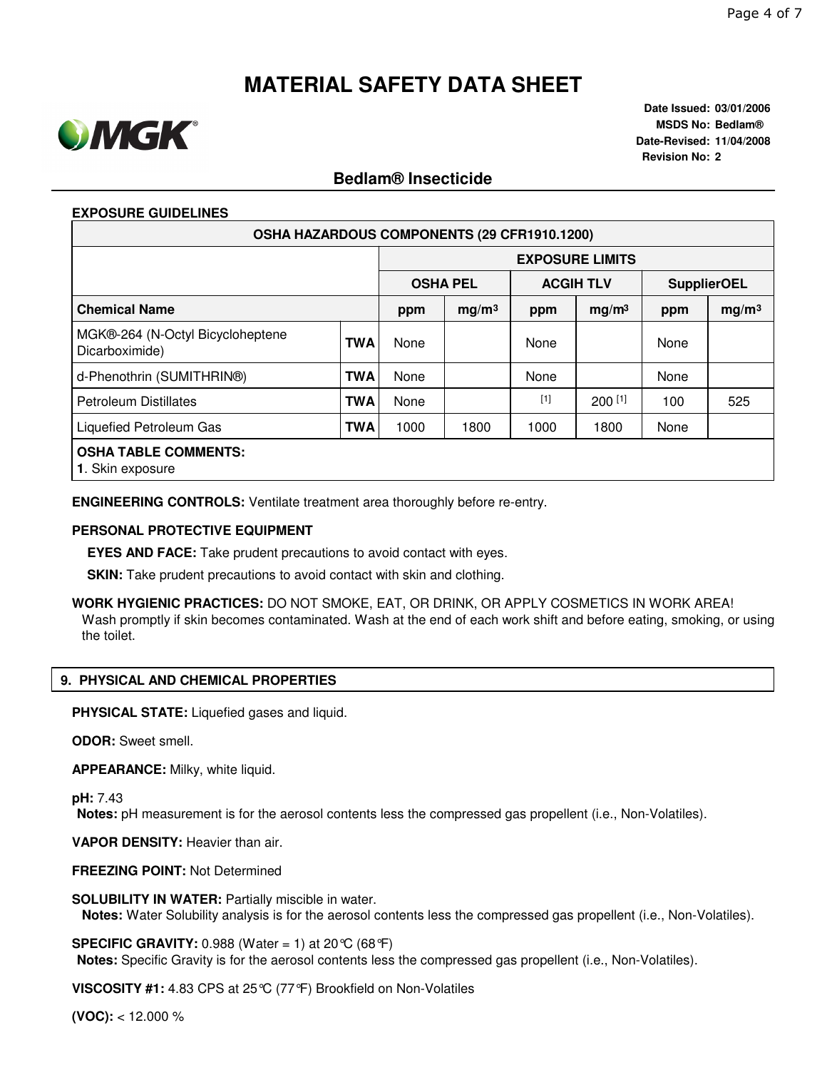# MATERIAL SAFETY DATA SHEET

**Date Issued:** 03/01/2006
**MSDS No:** Bedlam®
**Date-Revised:** 11/04/2008
**Revision No:** 2

## Bedlam® Insecticide

**EXPOSURE GUIDELINES**

| OSHA HAZARDOUS COMPONENTS (29 CFR1910.1200) | | | | | | | | |
|---|---|---|---|---|---|---|---|---|
| | | EXPOSURE LIMITS | | | | | | |
| | | OSHA PEL | | ACGIH TLV | | SupplierOEL | | |
| **Chemical Name** | | ppm | $mg/m^3$ | ppm | $mg/m^3$ | ppm | $mg/m^3$ |
| MGK®-264 (N-Octyl Bicycloheptene Dicarboximide) | TWA | None | | None | | None | |
| d-Phenothrin (SUMITHRIN®) | TWA | None | | None | | None | |
| Petroleum Distillates | TWA | None | | [1] | 200 [1] | 100 | 525 |
| Liquefied Petroleum Gas | TWA | 1000 | 1800 | 1000 | 1800 | None | |

**OSHA TABLE COMMENTS:**
**1**. Skin exposure

**ENGINEERING CONTROLS:** Ventilate treatment area thoroughly before re-entry.

**PERSONAL PROTECTIVE EQUIPMENT**

**EYES AND FACE:** Take prudent precautions to avoid contact with eyes.

**SKIN:** Take prudent precautions to avoid contact with skin and clothing.

**WORK HYGIENIC PRACTICES:** DO NOT SMOKE, EAT, OR DRINK, OR APPLY COSMETICS IN WORK AREA! Wash promptly if skin becomes contaminated. Wash at the end of each work shift and before eating, smoking, or using the toilet.

## 9. PHYSICAL AND CHEMICAL PROPERTIES

**PHYSICAL STATE:** Liquefied gases and liquid.

**ODOR:** Sweet smell.

**APPEARANCE:** Milky, white liquid.

**pH:** 7.43
**Notes:** pH measurement is for the aerosol contents less the compressed gas propellent (i.e., Non-Volatiles).

**VAPOR DENSITY:** Heavier than air.

**FREEZING POINT:** Not Determined

**SOLUBILITY IN WATER:** Partially miscible in water.
**Notes:** Water Solubility analysis is for the aerosol contents less the compressed gas propellent (i.e., Non-Volatiles).

**SPECIFIC GRAVITY:** 0.988 (Water = 1) at 20°C (68°F)
**Notes:** Specific Gravity is for the aerosol contents less the compressed gas propellent (i.e., Non-Volatiles).

**VISCOSITY #1:** 4.83 CPS at 25°C (77°F) Brookfield on Non-Volatiles

**(VOC):** < 12.000 %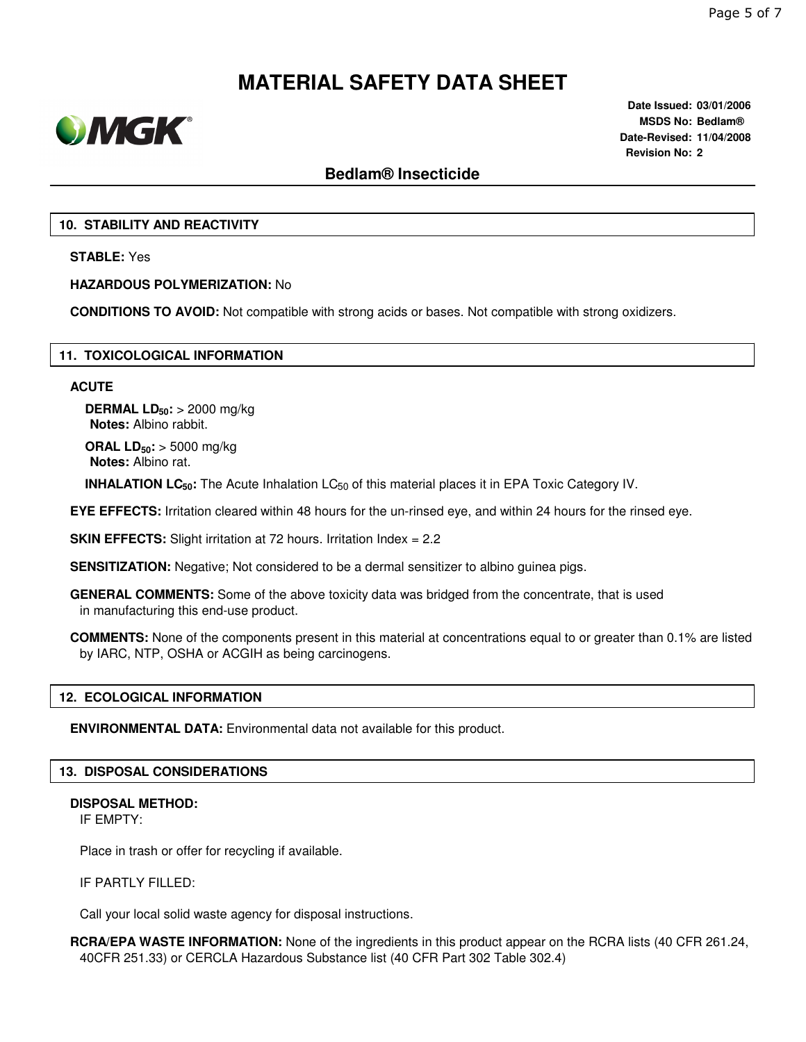# MATERIAL SAFETY DATA SHEET

**Date Issued:** 03/01/2006
**MSDS No:** Bedlam®
**Date-Revised:** 11/04/2008
**Revision No:** 2

## Bedlam® Insecticide

### 10. STABILITY AND REACTIVITY

**STABLE:** Yes

**HAZARDOUS POLYMERIZATION:** No

**CONDITIONS TO AVOID:** Not compatible with strong acids or bases. Not compatible with strong oxidizers.

### 11. TOXICOLOGICAL INFORMATION

**ACUTE**

**DERMAL $LD_{50}$:** > 2000 mg/kg
**Notes:** Albino rabbit.

**ORAL $LD_{50}$:** > 5000 mg/kg
**Notes:** Albino rat.

**INHALATION $LC_{50}$:** The Acute Inhalation $LC_{50}$ of this material places it in EPA Toxic Category IV.

**EYE EFFECTS:** Irritation cleared within 48 hours for the un-rinsed eye, and within 24 hours for the rinsed eye.

**SKIN EFFECTS:** Slight irritation at 72 hours. Irritation Index = 2.2

**SENSITIZATION:** Negative; Not considered to be a dermal sensitizer to albino guinea pigs.

**GENERAL COMMENTS:** Some of the above toxicity data was bridged from the concentrate, that is used in manufacturing this end-use product.

**COMMENTS:** None of the components present in this material at concentrations equal to or greater than 0.1% are listed by IARC, NTP, OSHA or ACGIH as being carcinogens.

### 12. ECOLOGICAL INFORMATION

**ENVIRONMENTAL DATA:** Environmental data not available for this product.

### 13. DISPOSAL CONSIDERATIONS

**DISPOSAL METHOD:**
IF EMPTY:

Place in trash or offer for recycling if available.

IF PARTLY FILLED:

Call your local solid waste agency for disposal instructions.

**RCRA/EPA WASTE INFORMATION:** None of the ingredients in this product appear on the RCRA lists (40 CFR 261.24, 40CFR 251.33) or CERCLA Hazardous Substance list (40 CFR Part 302 Table 302.4)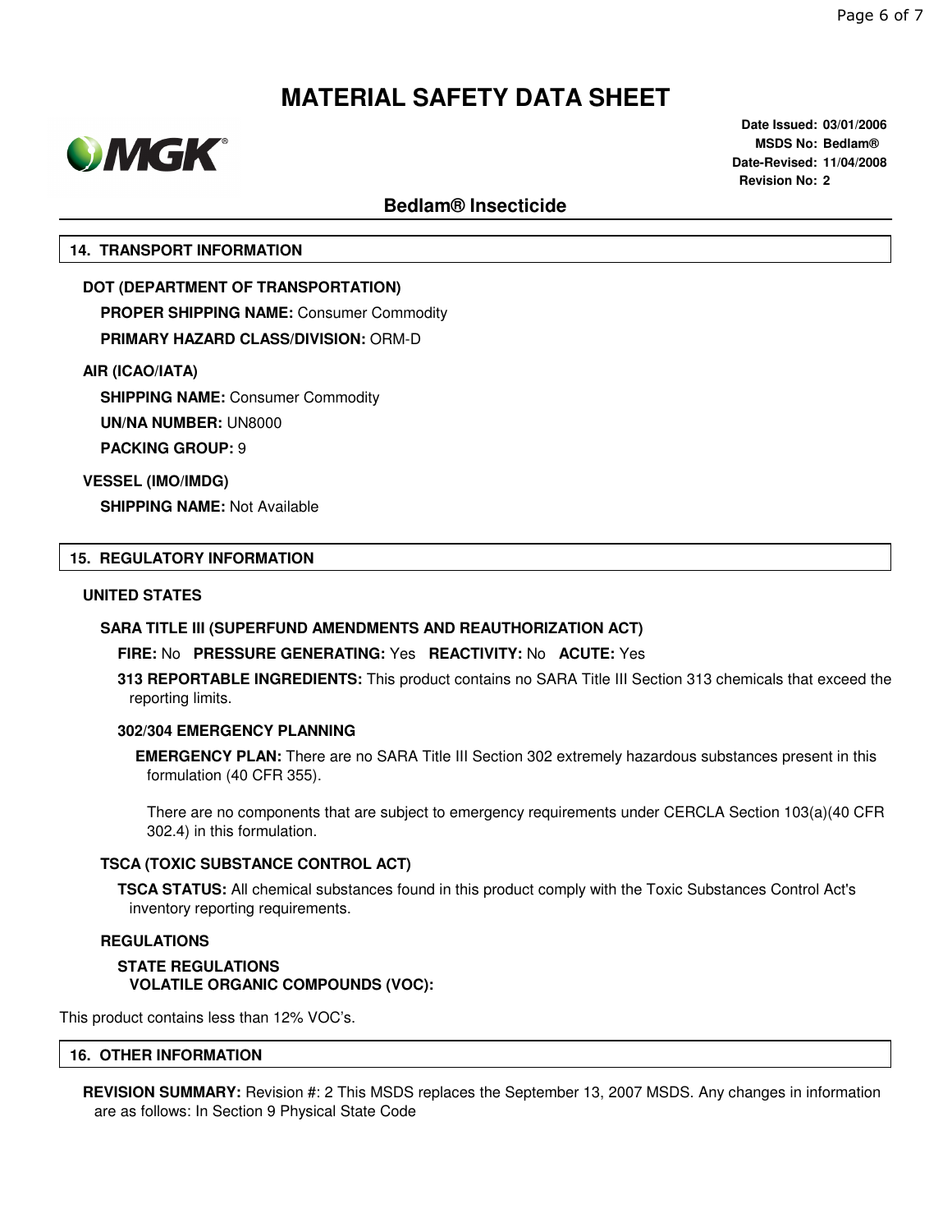# MATERIAL SAFETY DATA SHEET

**Date Issued:** 03/01/2006
**MSDS No:** Bedlam®
**Date-Revised:** 11/04/2008
**Revision No:** 2

## Bedlam® Insecticide

### 14. TRANSPORT INFORMATION

**DOT (DEPARTMENT OF TRANSPORTATION)**

**PROPER SHIPPING NAME:** Consumer Commodity

**PRIMARY HAZARD CLASS/DIVISION:** ORM-D

**AIR (ICAO/IATA)**

**SHIPPING NAME:** Consumer Commodity

**UN/NA NUMBER:** UN8000

**PACKING GROUP:** 9

**VESSEL (IMO/IMDG)**

**SHIPPING NAME:** Not Available

### 15. REGULATORY INFORMATION

**UNITED STATES**

**SARA TITLE III (SUPERFUND AMENDMENTS AND REAUTHORIZATION ACT)**

**FIRE:** No **PRESSURE GENERATING:** Yes **REACTIVITY:** No **ACUTE:** Yes

**313 REPORTABLE INGREDIENTS:** This product contains no SARA Title III Section 313 chemicals that exceed the reporting limits.

**302/304 EMERGENCY PLANNING**

**EMERGENCY PLAN:** There are no SARA Title III Section 302 extremely hazardous substances present in this formulation (40 CFR 355).

There are no components that are subject to emergency requirements under CERCLA Section 103(a)(40 CFR 302.4) in this formulation.

**TSCA (TOXIC SUBSTANCE CONTROL ACT)**

**TSCA STATUS:** All chemical substances found in this product comply with the Toxic Substances Control Act's inventory reporting requirements.

**REGULATIONS**

**STATE REGULATIONS**
**VOLATILE ORGANIC COMPOUNDS (VOC):**

This product contains less than 12% VOC's.

### 16. OTHER INFORMATION

**REVISION SUMMARY:** Revision #: 2 This MSDS replaces the September 13, 2007 MSDS. Any changes in information are as follows: In Section 9 Physical State Code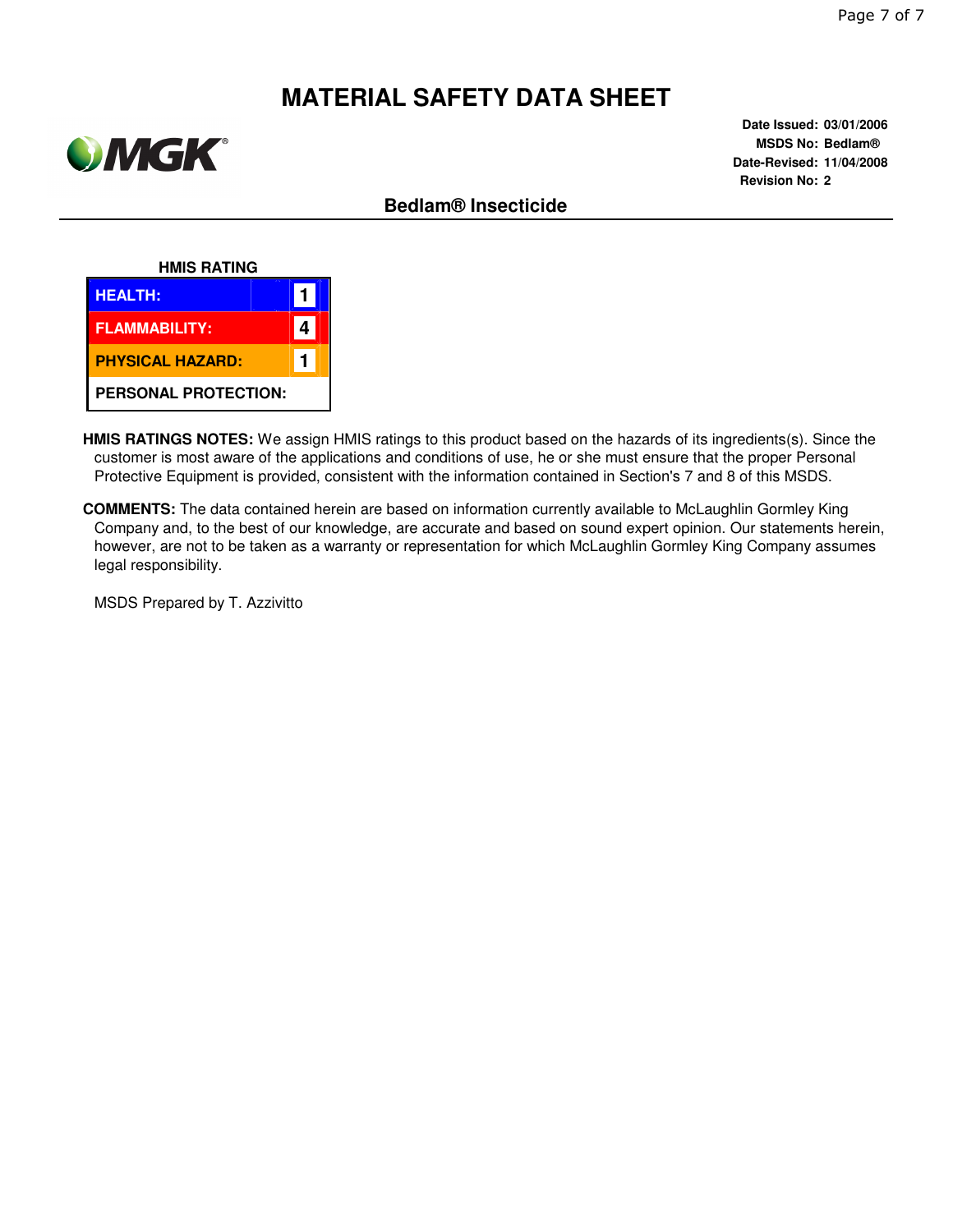# MATERIAL SAFETY DATA SHEET

MGK®

**Date Issued: 03/01/2006**
**MSDS No: Bedlam®**
**Date-Revised: 11/04/2008**
**Revision No: 2**

## Bedlam® Insecticide

**HMIS RATING**

| | |
|---|---|
| **HEALTH:** | 1 |
| **FLAMMABILITY:** | 4 |
| **PHYSICAL HAZARD:** | 1 |
| **PERSONAL PROTECTION:** | |

**HMIS RATINGS NOTES:** We assign HMIS ratings to this product based on the hazards of its ingredients(s). Since the customer is most aware of the applications and conditions of use, he or she must ensure that the proper Personal Protective Equipment is provided, consistent with the information contained in Section's 7 and 8 of this MSDS.

**COMMENTS:** The data contained herein are based on information currently available to McLaughlin Gormley King Company and, to the best of our knowledge, are accurate and based on sound expert opinion. Our statements herein, however, are not to be taken as a warranty or representation for which McLaughlin Gormley King Company assumes legal responsibility.

MSDS Prepared by T. Azzivitto